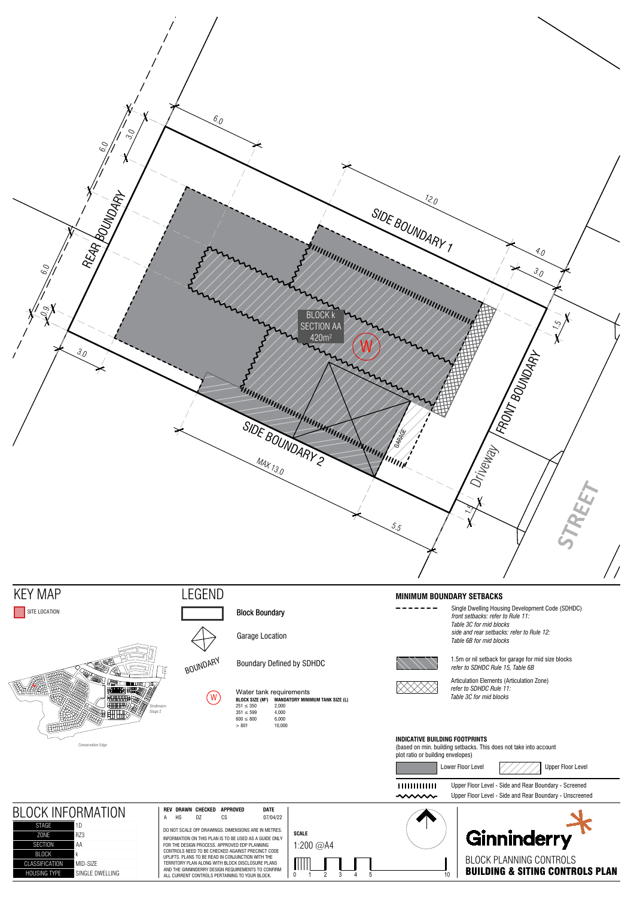6.0

3.0

6.0

REAR BOUNDARY

6.0

0.9

3.0

12.0

SIDE BOUNDARY 1

4.0

3.0

1.5

BLOCK k
SECTION AA
420m²

W

FRONT BOUNDARY

Driveway

GARAGE

SIDE BOUNDARY 2

MAX 13.0

5.5

1.5

STREET

## KEY MAP

SITE LOCATION

Strathnairn Stage 2

Conservation Edge

## LEGEND

Block Boundary

Garage Location

BOUNDARY — Boundary Defined by SDHDC

W — Water tank requirements

| BLOCK SIZE (M²) | MANDATORY MINIMUM TANK SIZE (L) |
|---|---|
| 251 ≤ 350 | 2,000 |
| 351 ≤ 599 | 4,000 |
| 600 ≤ 800 | 6,000 |
| > 801 | 10,000 |

## MINIMUM BOUNDARY SETBACKS

Single Dwelling Housing Development Code (SDHDC)
*front setbacks: refer to Rule 11: Table 3C for mid blocks*
*side and rear setbacks: refer to Rule 12: Table 6B for mid blocks*

1.5m or nil setback for garage for mid size blocks
*refer to SDHDC Rule 15, Table 6B*

Articulation Elements (Articulation Zone)
*refer to SDHDC Rule 11: Table 3C for mid blocks*

**INDICATIVE BUILDING FOOTPRINTS**
(based on min. building setbacks. This does not take into account plot ratio or building envelopes)

Lower Floor Level

Upper Floor Level

Upper Floor Level - Side and Rear Boundary - Screened

Upper Floor Level - Side and Rear Boundary - Unscreened

## BLOCK INFORMATION

| | |
|---|---|
| STAGE | 1D |
| ZONE | RZ3 |
| SECTION | AA |
| BLOCK | k |
| CLASSIFICATION | MID-SIZE |
| HOUSING TYPE | SINGLE DWELLING |

| REV | DRAWN | CHECKED | APPROVED | DATE |
|---|---|---|---|---|
| A | HS | DZ | CS | 07/04/22 |

DO NOT SCALE OFF DRAWINGS. DIMENSIONS ARE IN METRES.

INFORMATION ON THIS PLAN IS TO BE USED AS A GUIDE ONLY FOR THE DESIGN PROCESS. APPROVED EDP PLANNING CONTROLS NEED TO BE CHECKED AGAINST PRECINCT CODE UPLIFTS. PLANS TO BE READ IN CONJUNCTION WITH THE TERRITORY PLAN ALONG WITH BLOCK DISCLOSURE PLANS AND THE GINNINDERRY DESIGN REQUIREMENTS TO CONFIRM ALL CURRENT CONTROLS PERTAINING TO YOUR BLOCK.

**SCALE**
1:200 @A4

0 1 2 3 4 5 10

Ginninderry

BLOCK PLANNING CONTROLS
**BUILDING & SITING CONTROLS PLAN**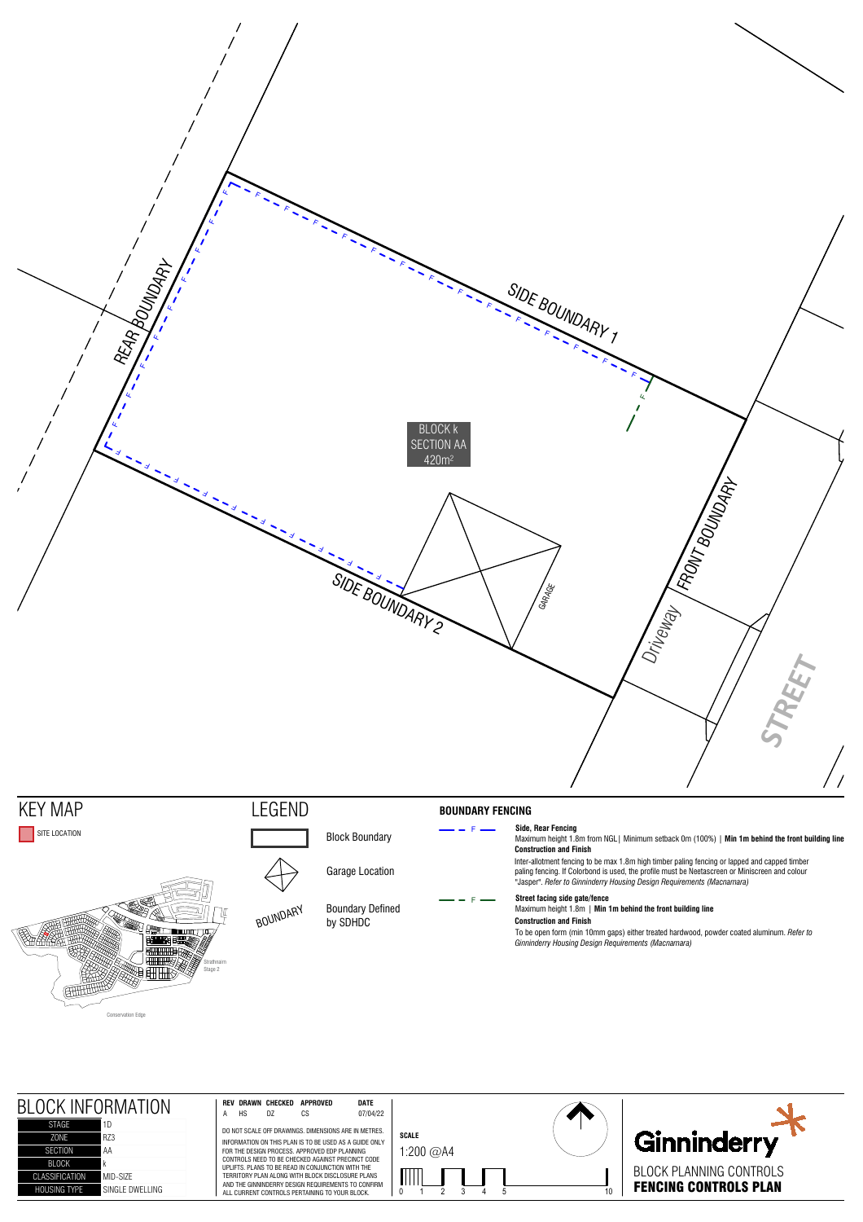REAR BOUNDARY

SIDE BOUNDARY 1

SIDE BOUNDARY 2

FRONT BOUNDARY

BLOCK k
SECTION AA
420m²

GARAGE

Driveway

STREET

## KEY MAP

SITE LOCATION

Strathnairn Stage 2

Conservation Edge

## LEGEND

| | |
|---|---|
| | Block Boundary |
| | Garage Location |
| BOUNDARY | Boundary Defined by SDHDC |

## BOUNDARY FENCING

**Side, Rear Fencing**
Maximum height 1.8m from NGL | Minimum setback 0m (100%) | **Min 1m behind the front building line**
**Construction and Finish**
Inter-allotment fencing to be max 1.8m high timber paling fencing or lapped and capped timber paling fencing. If Colorbond is used, the profile must be Neetascreen or Miniscreen and colour "Jasper". *Refer to Ginninderry Housing Design Requirements (Macnamara)*

**Street facing side gate/fence**
Maximum height 1.8m | **Min 1m behind the front building line**
**Construction and Finish**
To be open form (min 10mm gaps) either treated hardwood, powder coated aluminum. *Refer to Ginninderry Housing Design Requirements (Macnamara)*

## BLOCK INFORMATION

| | |
|---|---|
| STAGE | 1D |
| ZONE | RZ3 |
| SECTION | AA |
| BLOCK | k |
| CLASSIFICATION | MID-SIZE |
| HOUSING TYPE | SINGLE DWELLING |

| REV | DRAWN | CHECKED | APPROVED | DATE |
|---|---|---|---|---|
| A | HS | DZ | CS | 07/04/22 |

DO NOT SCALE OFF DRAWINGS. DIMENSIONS ARE IN METRES.
INFORMATION ON THIS PLAN IS TO BE USED AS A GUIDE ONLY FOR THE DESIGN PROCESS. APPROVED EDP PLANNING CONTROLS NEED TO BE CHECKED AGAINST PRECINCT CODE UPLIFTS. PLANS TO BE READ IN CONJUNCTION WITH THE TERRITORY PLAN ALONG WITH BLOCK DISCLOSURE PLANS AND THE GINNINDERRY DESIGN REQUIREMENTS TO CONFIRM ALL CURRENT CONTROLS PERTAINING TO YOUR BLOCK.

**SCALE**
1:200 @A4

0 1 2 3 4 5 10

Ginninderry

BLOCK PLANNING CONTROLS
**FENCING CONTROLS PLAN**